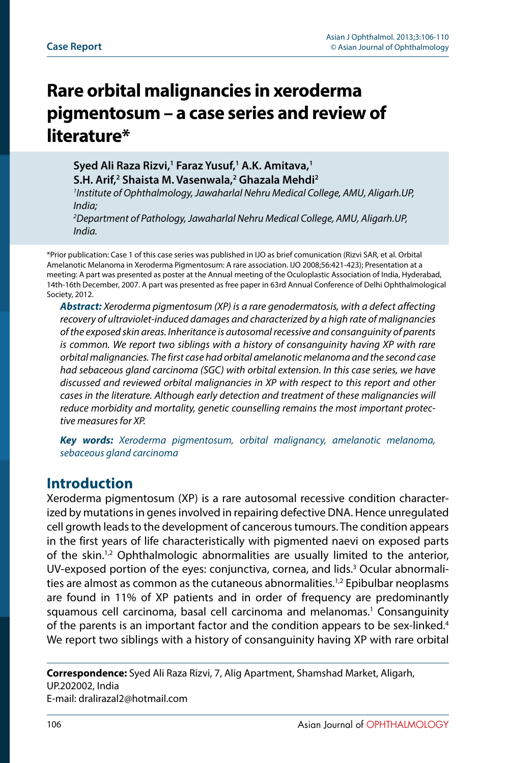Case Report

# Rare orbital malignancies in xeroderma pigmentosum – a case series and review of literature*

**Syed Ali Raza Rizvi,[1] Faraz Yusuf,[1] A.K. Amitava,[1] S.H. Arif,[2] Shaista M. Vasenwala,[2] Ghazala Mehdi[2]**

*[1]Institute of Ophthalmology, Jawaharlal Nehru Medical College, AMU, Aligarh.UP, India;*
*[2]Department of Pathology, Jawaharlal Nehru Medical College, AMU, Aligarh.UP, India.*

*Prior publication: Case 1 of this case series was published in IJO as brief comunication (Rizvi SAR, et al. Orbital Amelanotic Melanoma in Xeroderma Pigmentosum: A rare association. IJO 2008;56:421-423); Presentation at a meeting: A part was presented as poster at the Annual meeting of the Oculoplastic Association of India, Hyderabad, 14th-16th December, 2007. A part was presented as free paper in 63rd Annual Conference of Delhi Ophthalmological Society, 2012.

***Abstract:*** *Xeroderma pigmentosum (XP) is a rare genodermatosis, with a defect affecting recovery of ultraviolet-induced damages and characterized by a high rate of malignancies of the exposed skin areas. Inheritance is autosomal recessive and consanguinity of parents is common. We report two siblings with a history of consanguinity having XP with rare orbital malignancies. The first case had orbital amelanotic melanoma and the second case had sebaceous gland carcinoma (SGC) with orbital extension. In this case series, we have discussed and reviewed orbital malignancies in XP with respect to this report and other cases in the literature. Although early detection and treatment of these malignancies will reduce morbidity and mortality, genetic counselling remains the most important protective measures for XP.*

***Key words:*** *Xeroderma pigmentosum, orbital malignancy, amelanotic melanoma, sebaceous gland carcinoma*

## Introduction

Xeroderma pigmentosum (XP) is a rare autosomal recessive condition characterized by mutations in genes involved in repairing defective DNA. Hence unregulated cell growth leads to the development of cancerous tumours. The condition appears in the first years of life characteristically with pigmented naevi on exposed parts of the skin.[1,2] Ophthalmologic abnormalities are usually limited to the anterior, UV-exposed portion of the eyes: conjunctiva, cornea, and lids.[3] Ocular abnormalities are almost as common as the cutaneous abnormalities.[1,2] Epibulbar neoplasms are found in 11% of XP patients and in order of frequency are predominantly squamous cell carcinoma, basal cell carcinoma and melanomas.[1] Consanguinity of the parents is an important factor and the condition appears to be sex-linked.[4] We report two siblings with a history of consanguinity having XP with rare orbital

**Correspondence:** Syed Ali Raza Rizvi, 7, Alig Apartment, Shamshad Market, Aligarh, UP.202002, India
E-mail: dralirazal2@hotmail.com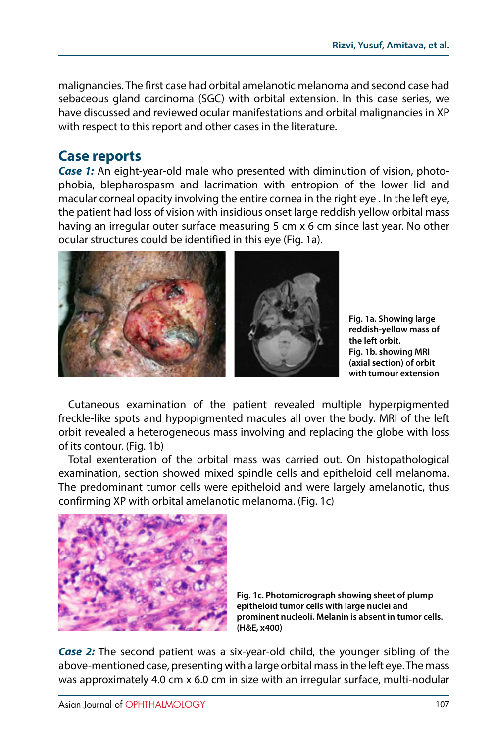malignancies. The first case had orbital amelanotic melanoma and second case had sebaceous gland carcinoma (SGC) with orbital extension. In this case series, we have discussed and reviewed ocular manifestations and orbital malignancies in XP with respect to this report and other cases in the literature.

## Case reports

***Case 1:*** An eight-year-old male who presented with diminution of vision, photophobia, blepharospasm and lacrimation with entropion of the lower lid and macular corneal opacity involving the entire cornea in the right eye . In the left eye, the patient had loss of vision with insidious onset large reddish yellow orbital mass having an irregular outer surface measuring 5 cm x 6 cm since last year. No other ocular structures could be identified in this eye (Fig. 1a).

**Fig. 1a. Showing large reddish-yellow mass of the left orbit.**
**Fig. 1b. showing MRI (axial section) of orbit with tumour extension**

Cutaneous examination of the patient revealed multiple hyperpigmented freckle-like spots and hypopigmented macules all over the body. MRI of the left orbit revealed a heterogeneous mass involving and replacing the globe with loss of its contour. (Fig. 1b)

Total exenteration of the orbital mass was carried out. On histopathological examination, section showed mixed spindle cells and epitheloid cell melanoma. The predominant tumor cells were epitheloid and were largely amelanotic, thus confirming XP with orbital amelanotic melanoma. (Fig. 1c)

**Fig. 1c. Photomicrograph showing sheet of plump epitheloid tumor cells with large nuclei and prominent nucleoli. Melanin is absent in tumor cells. (H&E, x400)**

***Case 2:*** The second patient was a six-year-old child, the younger sibling of the above-mentioned case, presenting with a large orbital mass in the left eye. The mass was approximately 4.0 cm x 6.0 cm in size with an irregular surface, multi-nodular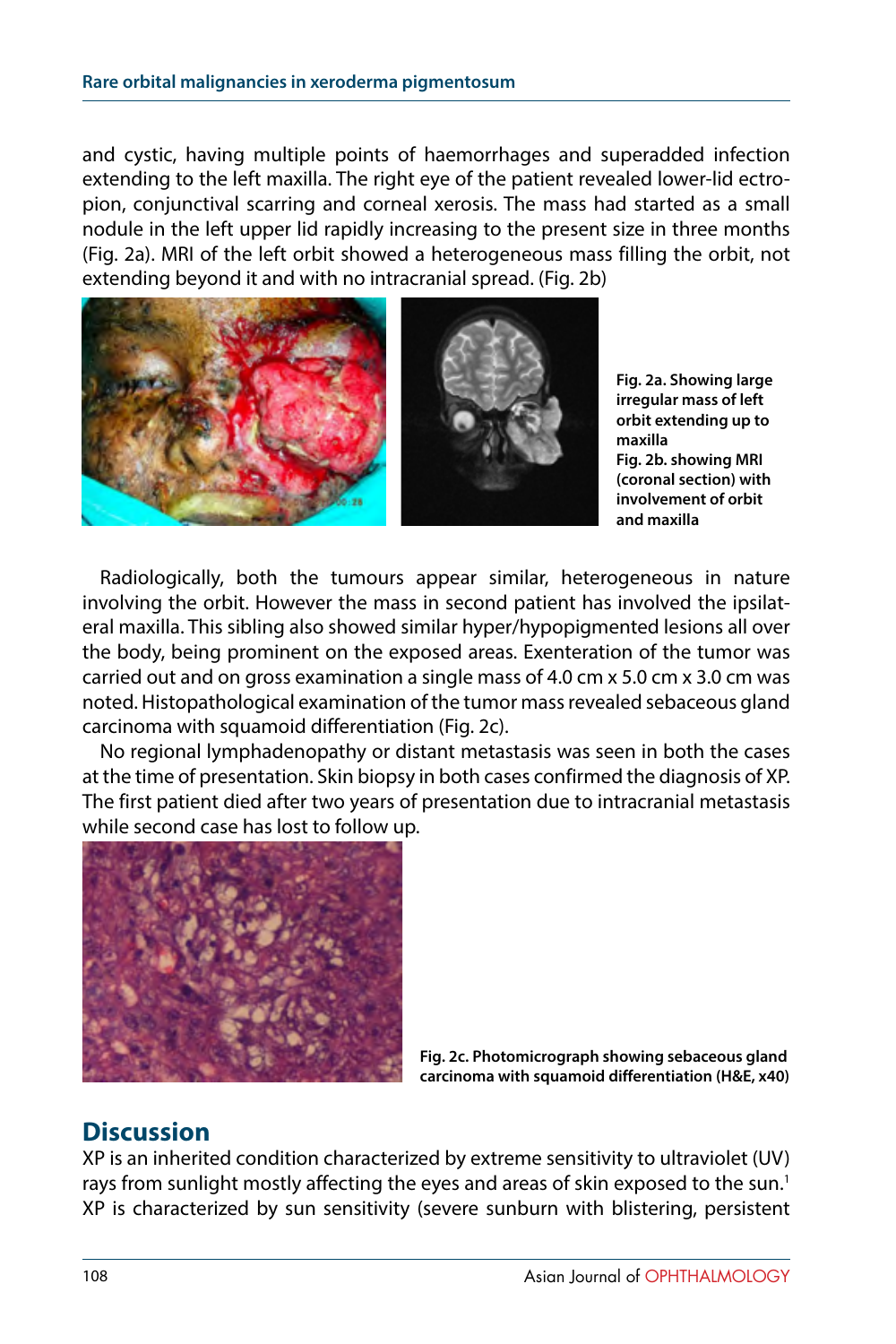and cystic, having multiple points of haemorrhages and superadded infection extending to the left maxilla. The right eye of the patient revealed lower-lid ectropion, conjunctival scarring and corneal xerosis. The mass had started as a small nodule in the left upper lid rapidly increasing to the present size in three months (Fig. 2a). MRI of the left orbit showed a heterogeneous mass filling the orbit, not extending beyond it and with no intracranial spread. (Fig. 2b)

**Fig. 2a. Showing large irregular mass of left orbit extending up to maxilla**
**Fig. 2b. showing MRI (coronal section) with involvement of orbit and maxilla**

Radiologically, both the tumours appear similar, heterogeneous in nature involving the orbit. However the mass in second patient has involved the ipsilateral maxilla. This sibling also showed similar hyper/hypopigmented lesions all over the body, being prominent on the exposed areas. Exenteration of the tumor was carried out and on gross examination a single mass of 4.0 cm x 5.0 cm x 3.0 cm was noted. Histopathological examination of the tumor mass revealed sebaceous gland carcinoma with squamoid differentiation (Fig. 2c).

No regional lymphadenopathy or distant metastasis was seen in both the cases at the time of presentation. Skin biopsy in both cases confirmed the diagnosis of XP. The first patient died after two years of presentation due to intracranial metastasis while second case has lost to follow up.

**Fig. 2c. Photomicrograph showing sebaceous gland carcinoma with squamoid differentiation (H&E, x40)**

## Discussion

XP is an inherited condition characterized by extreme sensitivity to ultraviolet (UV) rays from sunlight mostly affecting the eyes and areas of skin exposed to the sun.[1] XP is characterized by sun sensitivity (severe sunburn with blistering, persistent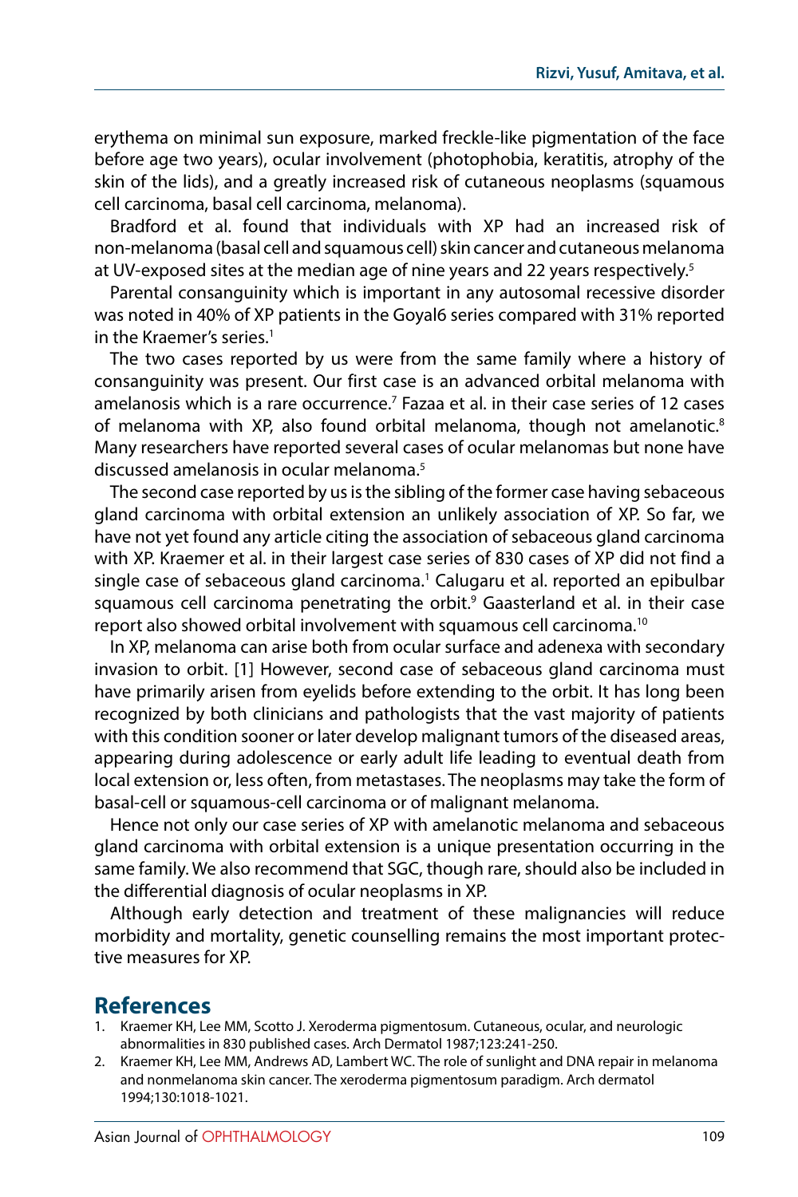erythema on minimal sun exposure, marked freckle-like pigmentation of the face before age two years), ocular involvement (photophobia, keratitis, atrophy of the skin of the lids), and a greatly increased risk of cutaneous neoplasms (squamous cell carcinoma, basal cell carcinoma, melanoma).

Bradford et al. found that individuals with XP had an increased risk of non-melanoma (basal cell and squamous cell) skin cancer and cutaneous melanoma at UV-exposed sites at the median age of nine years and 22 years respectively.[5]

Parental consanguinity which is important in any autosomal recessive disorder was noted in 40% of XP patients in the Goyal6 series compared with 31% reported in the Kraemer's series.[1]

The two cases reported by us were from the same family where a history of consanguinity was present. Our first case is an advanced orbital melanoma with amelanosis which is a rare occurrence.[7] Fazaa et al. in their case series of 12 cases of melanoma with XP, also found orbital melanoma, though not amelanotic.[8] Many researchers have reported several cases of ocular melanomas but none have discussed amelanosis in ocular melanoma.[5]

The second case reported by us is the sibling of the former case having sebaceous gland carcinoma with orbital extension an unlikely association of XP. So far, we have not yet found any article citing the association of sebaceous gland carcinoma with XP. Kraemer et al. in their largest case series of 830 cases of XP did not find a single case of sebaceous gland carcinoma.[1] Calugaru et al. reported an epibulbar squamous cell carcinoma penetrating the orbit.[9] Gaasterland et al. in their case report also showed orbital involvement with squamous cell carcinoma.[10]

In XP, melanoma can arise both from ocular surface and adenexa with secondary invasion to orbit. [1] However, second case of sebaceous gland carcinoma must have primarily arisen from eyelids before extending to the orbit. It has long been recognized by both clinicians and pathologists that the vast majority of patients with this condition sooner or later develop malignant tumors of the diseased areas, appearing during adolescence or early adult life leading to eventual death from local extension or, less often, from metastases. The neoplasms may take the form of basal-cell or squamous-cell carcinoma or of malignant melanoma.

Hence not only our case series of XP with amelanotic melanoma and sebaceous gland carcinoma with orbital extension is a unique presentation occurring in the same family. We also recommend that SGC, though rare, should also be included in the differential diagnosis of ocular neoplasms in XP.

Although early detection and treatment of these malignancies will reduce morbidity and mortality, genetic counselling remains the most important protective measures for XP.

## References

1. Kraemer KH, Lee MM, Scotto J. Xeroderma pigmentosum. Cutaneous, ocular, and neurologic abnormalities in 830 published cases. Arch Dermatol 1987;123:241-250.
2. Kraemer KH, Lee MM, Andrews AD, Lambert WC. The role of sunlight and DNA repair in melanoma and nonmelanoma skin cancer. The xeroderma pigmentosum paradigm. Arch dermatol 1994;130:1018-1021.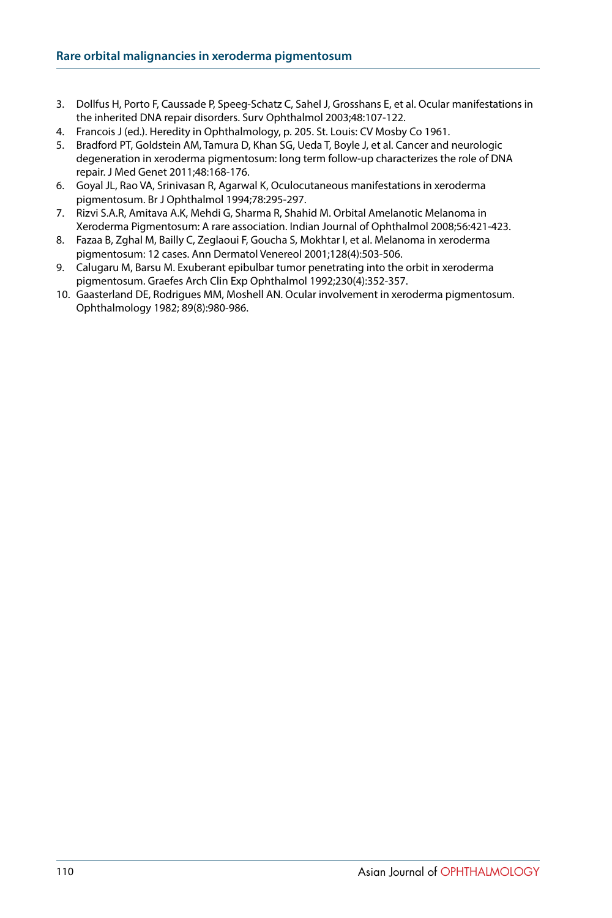3. Dollfus H, Porto F, Caussade P, Speeg-Schatz C, Sahel J, Grosshans E, et al. Ocular manifestations in the inherited DNA repair disorders. Surv Ophthalmol 2003;48:107-122.
4. Francois J (ed.). Heredity in Ophthalmology, p. 205. St. Louis: CV Mosby Co 1961.
5. Bradford PT, Goldstein AM, Tamura D, Khan SG, Ueda T, Boyle J, et al. Cancer and neurologic degeneration in xeroderma pigmentosum: long term follow-up characterizes the role of DNA repair. J Med Genet 2011;48:168-176.
6. Goyal JL, Rao VA, Srinivasan R, Agarwal K, Oculocutaneous manifestations in xeroderma pigmentosum. Br J Ophthalmol 1994;78:295-297.
7. Rizvi S.A.R, Amitava A.K, Mehdi G, Sharma R, Shahid M. Orbital Amelanotic Melanoma in Xeroderma Pigmentosum: A rare association. Indian Journal of Ophthalmol 2008;56:421-423.
8. Fazaa B, Zghal M, Bailly C, Zeglaoui F, Goucha S, Mokhtar I, et al. Melanoma in xeroderma pigmentosum: 12 cases. Ann Dermatol Venereol 2001;128(4):503-506.
9. Calugaru M, Barsu M. Exuberant epibulbar tumor penetrating into the orbit in xeroderma pigmentosum. Graefes Arch Clin Exp Ophthalmol 1992;230(4):352-357.
10. Gaasterland DE, Rodrigues MM, Moshell AN. Ocular involvement in xeroderma pigmentosum. Ophthalmology 1982; 89(8):980-986.